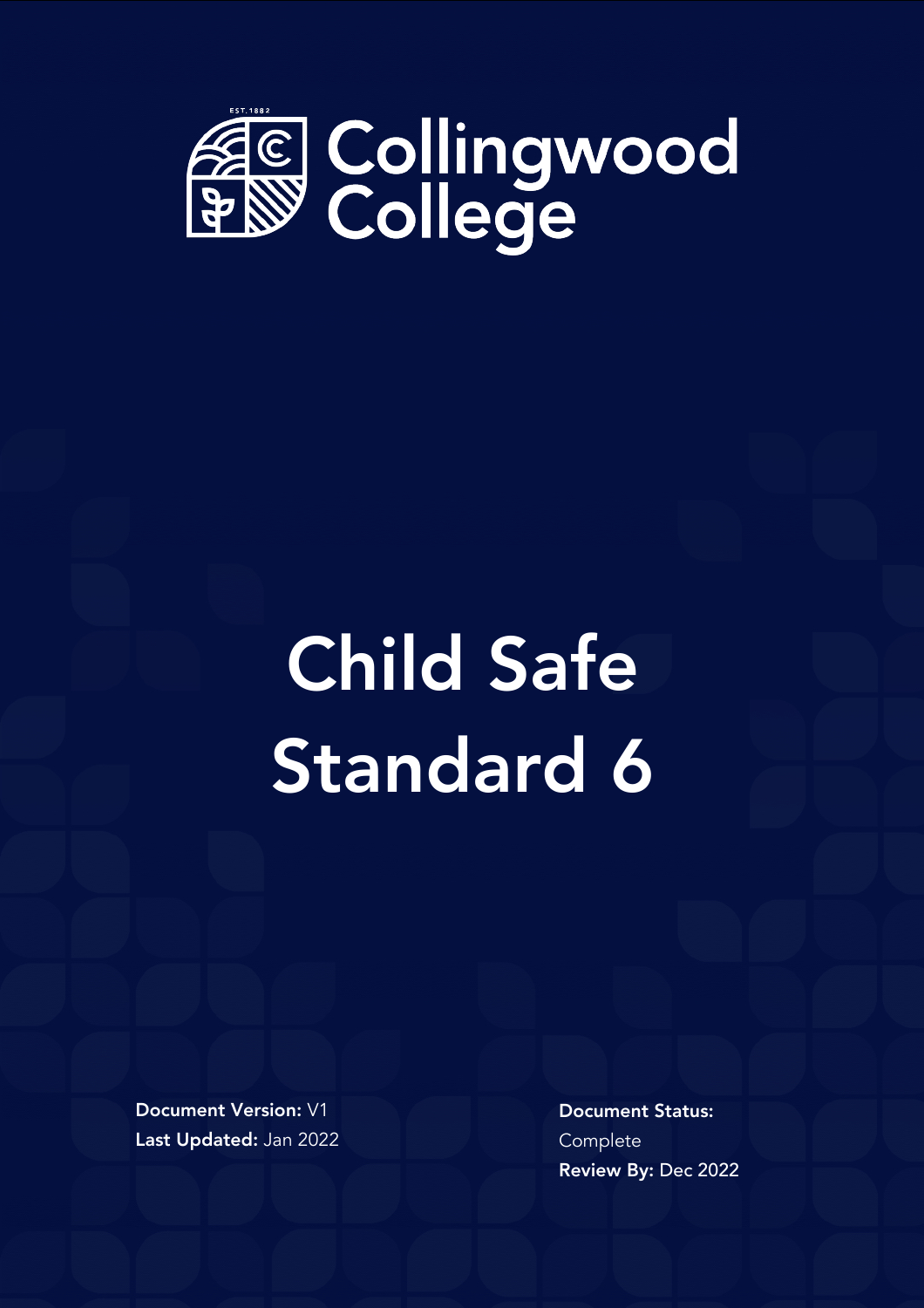EST.1882

Collingwood College

# Child Safe Standard 6

**Document Version:** V1
**Last Updated:** Jan 2022

**Document Status:** Complete
**Review By:** Dec 2022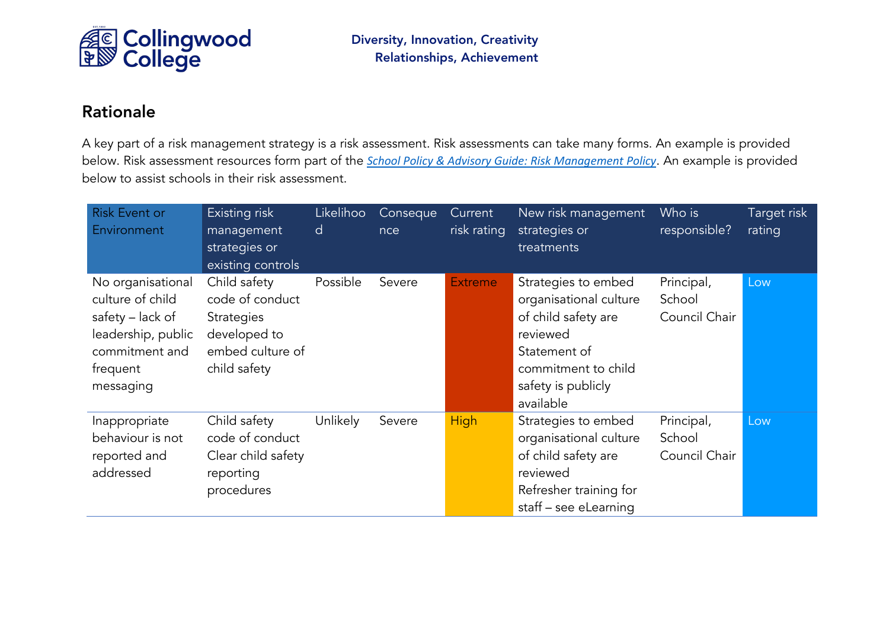## Rationale

A key part of a risk management strategy is a risk assessment. Risk assessments can take many forms. An example is provided below. Risk assessment resources form part of the *School Policy & Advisory Guide: Risk Management Policy*. An example is provided below to assist schools in their risk assessment.

| Risk Event or Environment | Existing risk management strategies or existing controls | Likelihood | Consequence | Current risk rating | New risk management strategies or treatments | Who is responsible? | Target risk rating |
|---|---|---|---|---|---|---|---|
| No organisational culture of child safety – lack of leadership, public commitment and frequent messaging | Child safety code of conduct<br>Strategies developed to embed culture of child safety | Possible | Severe | Extreme | Strategies to embed organisational culture of child safety are reviewed<br>Statement of commitment to child safety is publicly available | Principal, School Council Chair | Low |
| Inappropriate behaviour is not reported and addressed | Child safety code of conduct<br>Clear child safety reporting procedures | Unlikely | Severe | High | Strategies to embed organisational culture of child safety are reviewed<br>Refresher training for staff – see eLearning | Principal, School Council Chair | Low |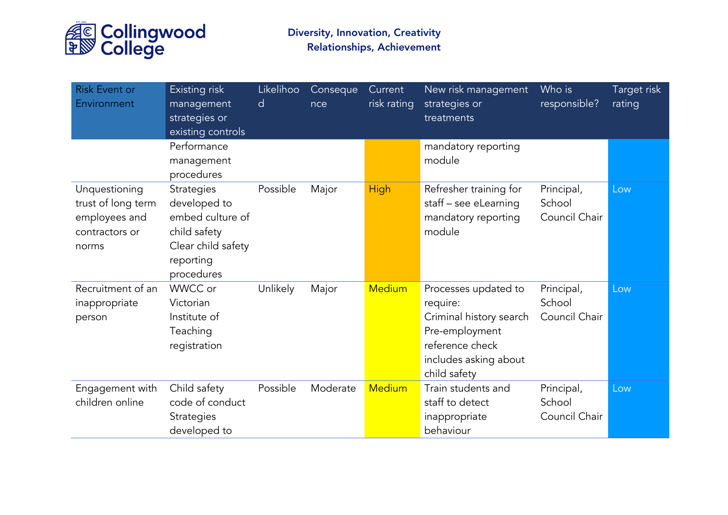| Risk Event or Environment | Existing risk management strategies or existing controls | Likelihood | Consequence | Current risk rating | New risk management strategies or treatments | Who is responsible? | Target risk rating |
|---|---|---|---|---|---|---|---|
| | Performance management procedures | | | | mandatory reporting module | | |
| Unquestioning trust of long term employees and contractors or norms | Strategies developed to embed culture of child safety<br>Clear child safety reporting procedures | Possible | Major | High | Refresher training for staff – see eLearning mandatory reporting module | Principal, School Council Chair | Low |
| Recruitment of an inappropriate person | WWCC or Victorian Institute of Teaching registration | Unlikely | Major | Medium | Processes updated to require:<br>Criminal history search<br>Pre-employment reference check includes asking about child safety | Principal, School Council Chair | Low |
| Engagement with children online | Child safety code of conduct<br>Strategies developed to | Possible | Moderate | Medium | Train students and staff to detect inappropriate behaviour | Principal, School Council Chair | Low |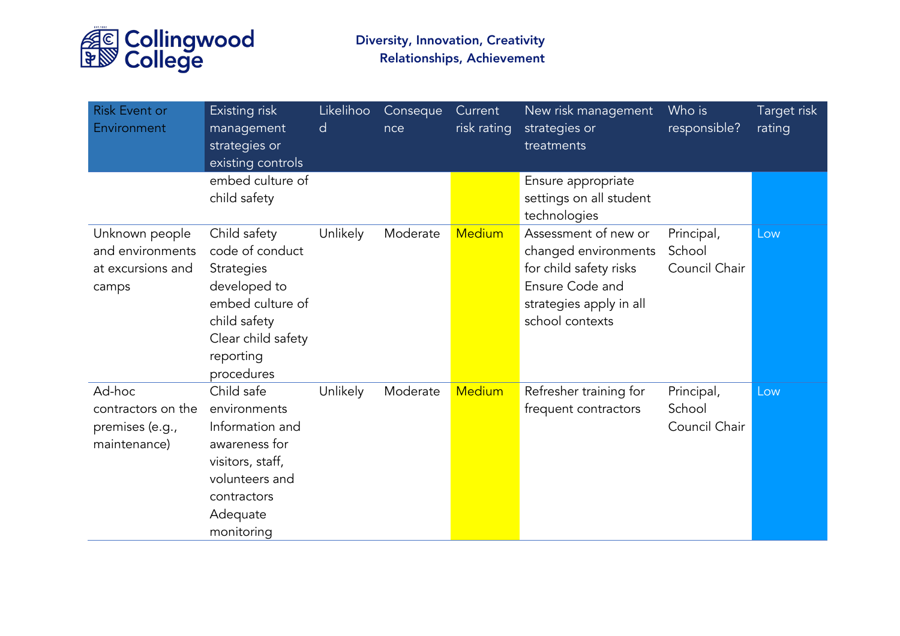| Risk Event or Environment | Existing risk management strategies or existing controls | Likelihood | Consequence | Current risk rating | New risk management strategies or treatments | Who is responsible? | Target risk rating |
|---|---|---|---|---|---|---|---|
| | embed culture of child safety | | | | Ensure appropriate settings on all student technologies | | |
| Unknown people and environments at excursions and camps | Child safety code of conduct<br>Strategies developed to embed culture of child safety<br>Clear child safety reporting procedures | Unlikely | Moderate | Medium | Assessment of new or changed environments for child safety risks<br>Ensure Code and strategies apply in all school contexts | Principal, School Council Chair | Low |
| Ad-hoc contractors on the premises (e.g., maintenance) | Child safe environments<br>Information and awareness for visitors, staff, volunteers and contractors<br>Adequate monitoring | Unlikely | Moderate | Medium | Refresher training for frequent contractors | Principal, School Council Chair | Low |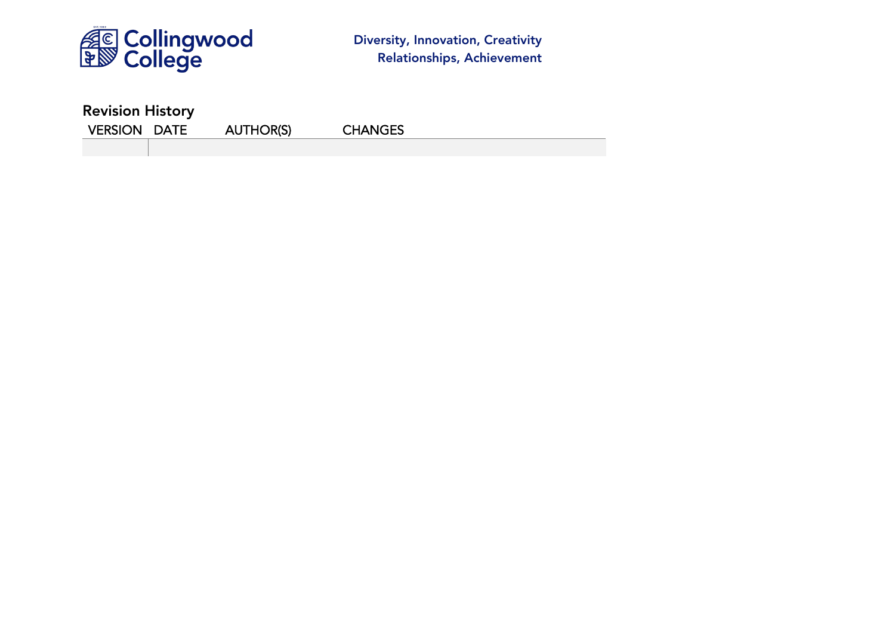Diversity, Innovation, Creativity
Relationships, Achievement

## Revision History

| VERSION | DATE | AUTHOR(S) | CHANGES |
| --- | --- | --- | --- |
| | | | |